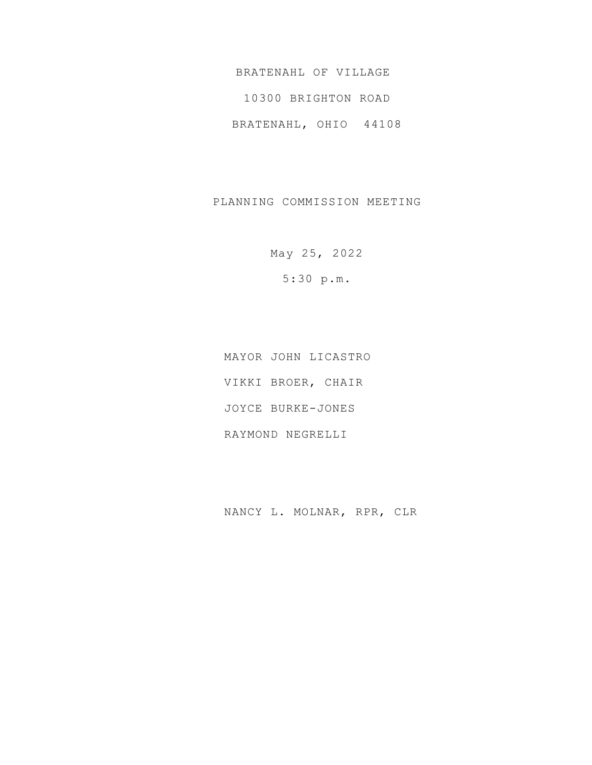BRATENAHL OF VILLAGE

10300 BRIGHTON ROAD

BRATENAHL, OHIO 44108

PLANNING COMMISSION MEETING

May 25, 2022

5:30 p.m.

MAYOR JOHN LICASTRO

VIKKI BROER, CHAIR

JOYCE BURKE-JONES

RAYMOND NEGRELLI

NANCY L. MOLNAR, RPR, CLR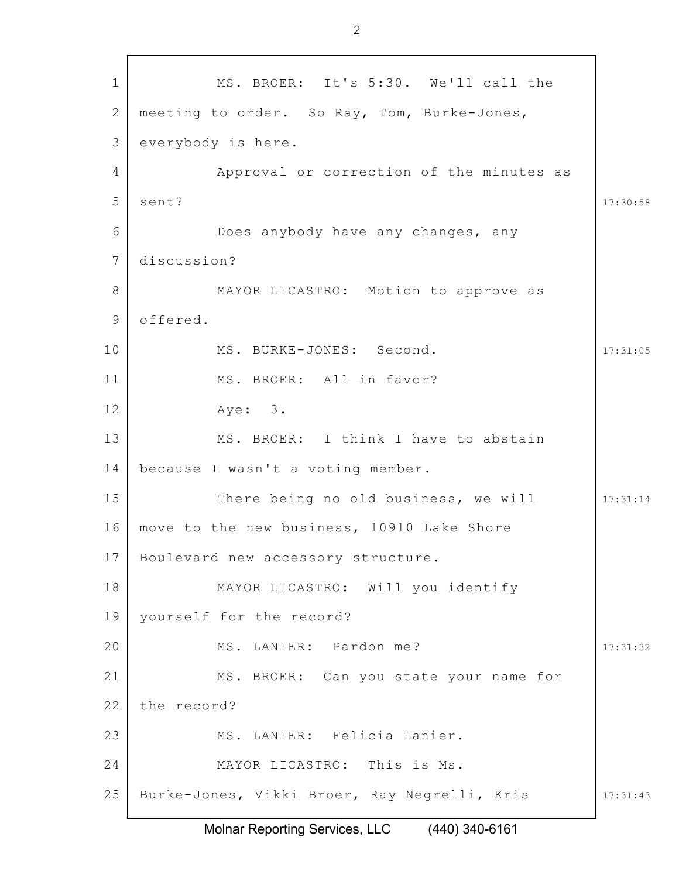MS. BROER: It's 5:30. We'll call the meeting to order. So Ray, Tom, Burke-Jones, everybody is here.

Approval or correction of the minutes as sent?

Does anybody have any changes, any discussion?

MAYOR LICASTRO: Motion to approve as offered.

MS. BURKE-JONES: Second.

MS. BROER: All in favor?

Aye: 3.

MS. BROER: I think I have to abstain because I wasn't a voting member.

There being no old business, we will move to the new business, 10910 Lake Shore Boulevard new accessory structure.

MAYOR LICASTRO: Will you identify yourself for the record?

MS. LANIER: Pardon me?

MS. BROER: Can you state your name for the record?

MS. LANIER: Felicia Lanier.

MAYOR LICASTRO: This is Ms. Burke-Jones, Vikki Broer, Ray Negrelli, Kris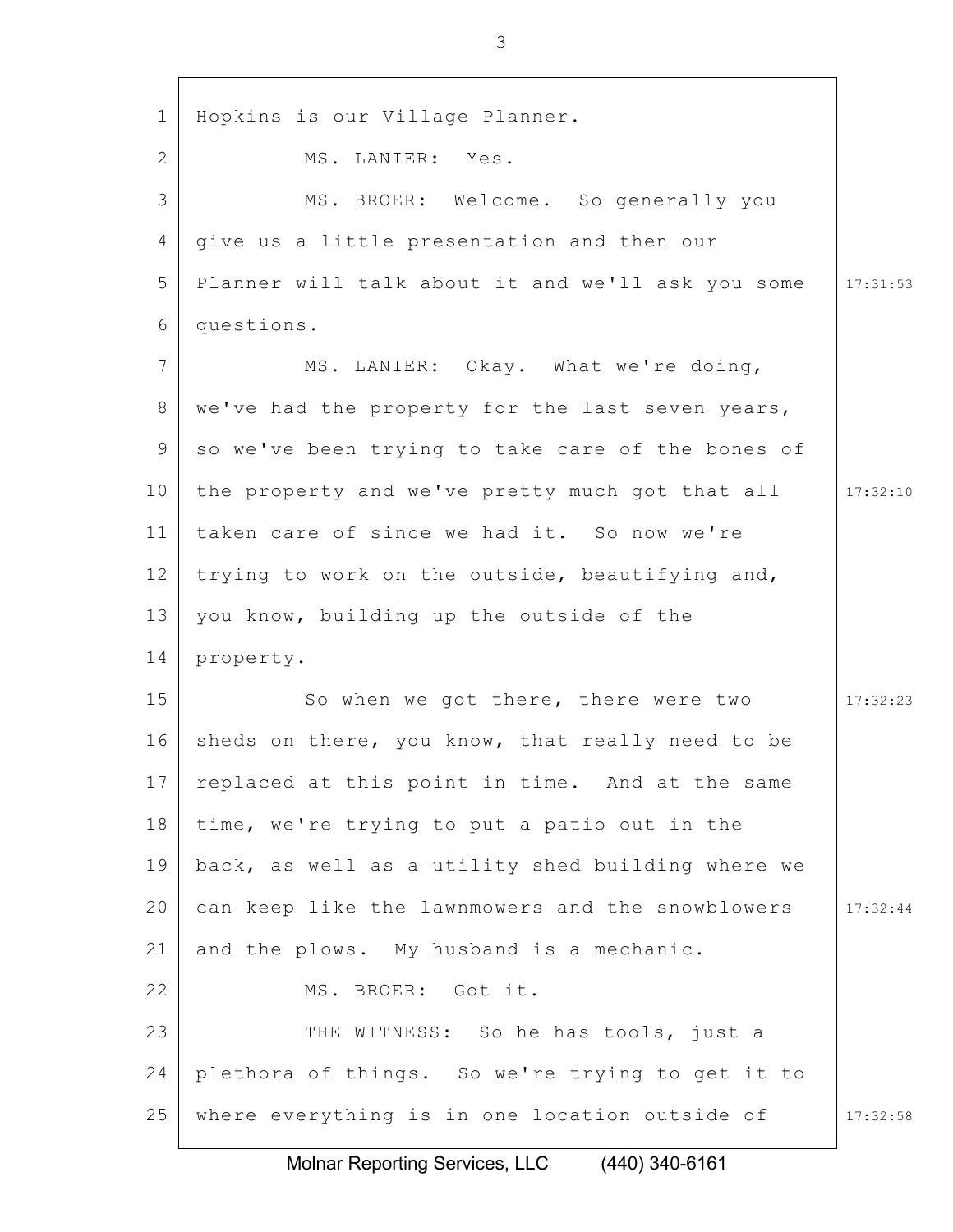Hopkins is our Village Planner.

MS. LANIER: Yes.

MS. BROER: Welcome. So generally you give us a little presentation and then our Planner will talk about it and we'll ask you some questions.

MS. LANIER: Okay. What we're doing, we've had the property for the last seven years, so we've been trying to take care of the bones of the property and we've pretty much got that all taken care of since we had it. So now we're trying to work on the outside, beautifying and, you know, building up the outside of the property.

So when we got there, there were two sheds on there, you know, that really need to be replaced at this point in time. And at the same time, we're trying to put a patio out in the back, as well as a utility shed building where we can keep like the lawnmowers and the snowblowers and the plows. My husband is a mechanic.

MS. BROER: Got it.

THE WITNESS: So he has tools, just a plethora of things. So we're trying to get it to where everything is in one location outside of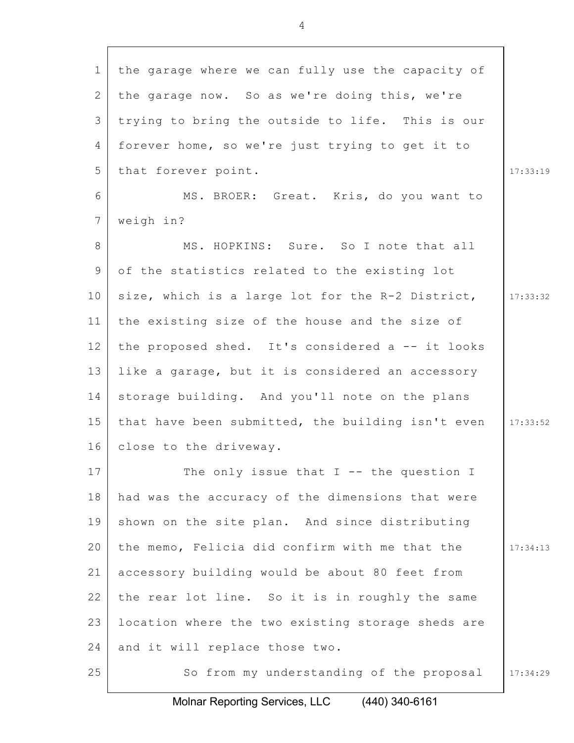the garage where we can fully use the capacity of the garage now. So as we're doing this, we're trying to bring the outside to life. This is our forever home, so we're just trying to get it to that forever point.

MS. BROER: Great. Kris, do you want to weigh in?

MS. HOPKINS: Sure. So I note that all of the statistics related to the existing lot size, which is a large lot for the R-2 District, the existing size of the house and the size of the proposed shed. It's considered a -- it looks like a garage, but it is considered an accessory storage building. And you'll note on the plans that have been submitted, the building isn't even close to the driveway.

The only issue that I -- the question I had was the accuracy of the dimensions that were shown on the site plan. And since distributing the memo, Felicia did confirm with me that the accessory building would be about 80 feet from the rear lot line. So it is in roughly the same location where the two existing storage sheds are and it will replace those two.

So from my understanding of the proposal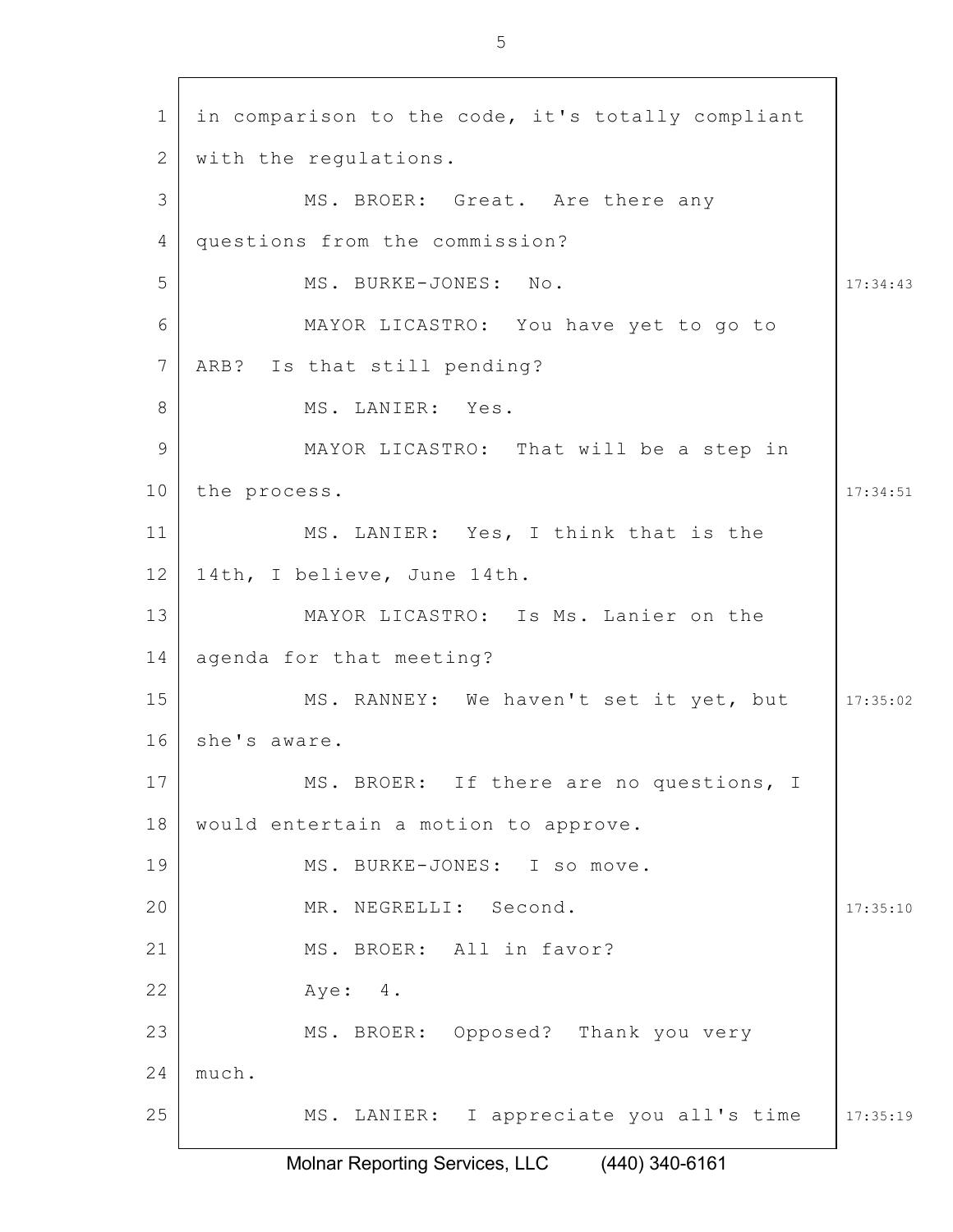in comparison to the code, it's totally compliant with the regulations.

MS. BROER: Great. Are there any questions from the commission?

MS. BURKE-JONES: No.

MAYOR LICASTRO: You have yet to go to ARB? Is that still pending?

MS. LANIER: Yes.

MAYOR LICASTRO: That will be a step in the process.

MS. LANIER: Yes, I think that is the 14th, I believe, June 14th.

MAYOR LICASTRO: Is Ms. Lanier on the agenda for that meeting?

MS. RANNEY: We haven't set it yet, but she's aware.

MS. BROER: If there are no questions, I would entertain a motion to approve.

MS. BURKE-JONES: I so move.

MR. NEGRELLI: Second.

MS. BROER: All in favor?

Aye: 4.

MS. BROER: Opposed? Thank you very much.

MS. LANIER: I appreciate you all's time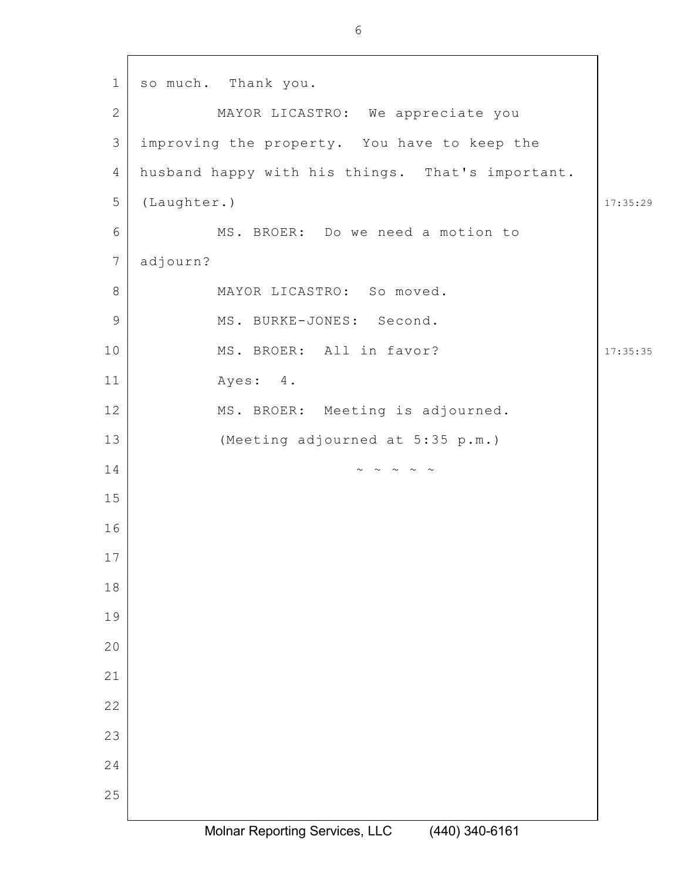so much. Thank you.

MAYOR LICASTRO: We appreciate you improving the property. You have to keep the husband happy with his things. That's important. (Laughter.)

MS. BROER: Do we need a motion to adjourn?

MAYOR LICASTRO: So moved.

MS. BURKE-JONES: Second.

MS. BROER: All in favor?

Ayes: 4.

MS. BROER: Meeting is adjourned.

(Meeting adjourned at 5:35 p.m.)

~ ~ ~ ~ ~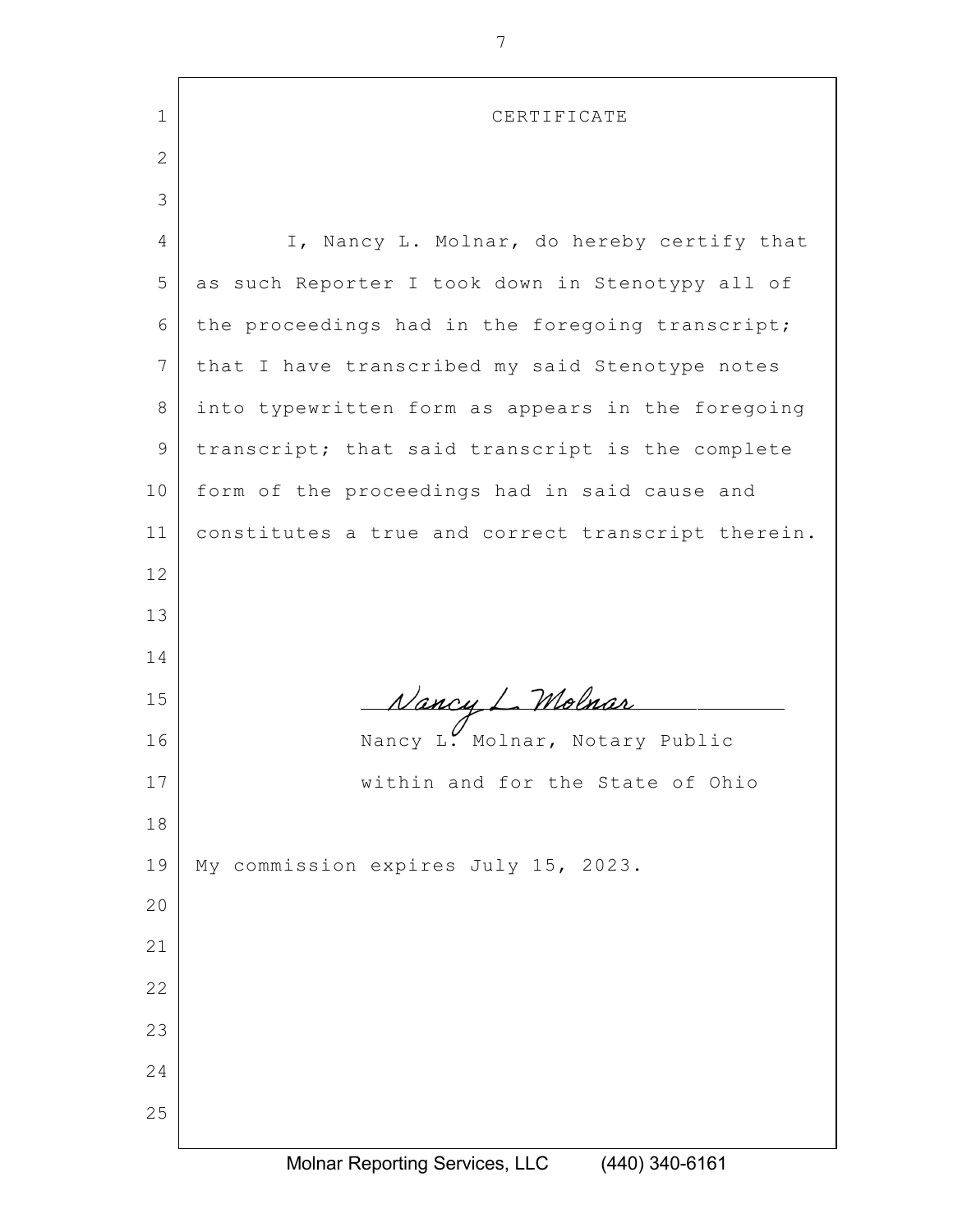# CERTIFICATE

I, Nancy L. Molnar, do hereby certify that as such Reporter I took down in Stenotypy all of the proceedings had in the foregoing transcript; that I have transcribed my said Stenotype notes into typewritten form as appears in the foregoing transcript; that said transcript is the complete form of the proceedings had in said cause and constitutes a true and correct transcript therein.

Nancy L. Molnar

Nancy L. Molnar, Notary Public
within and for the State of Ohio

My commission expires July 15, 2023.

Molnar Reporting Services, LLC (440) 340-6161